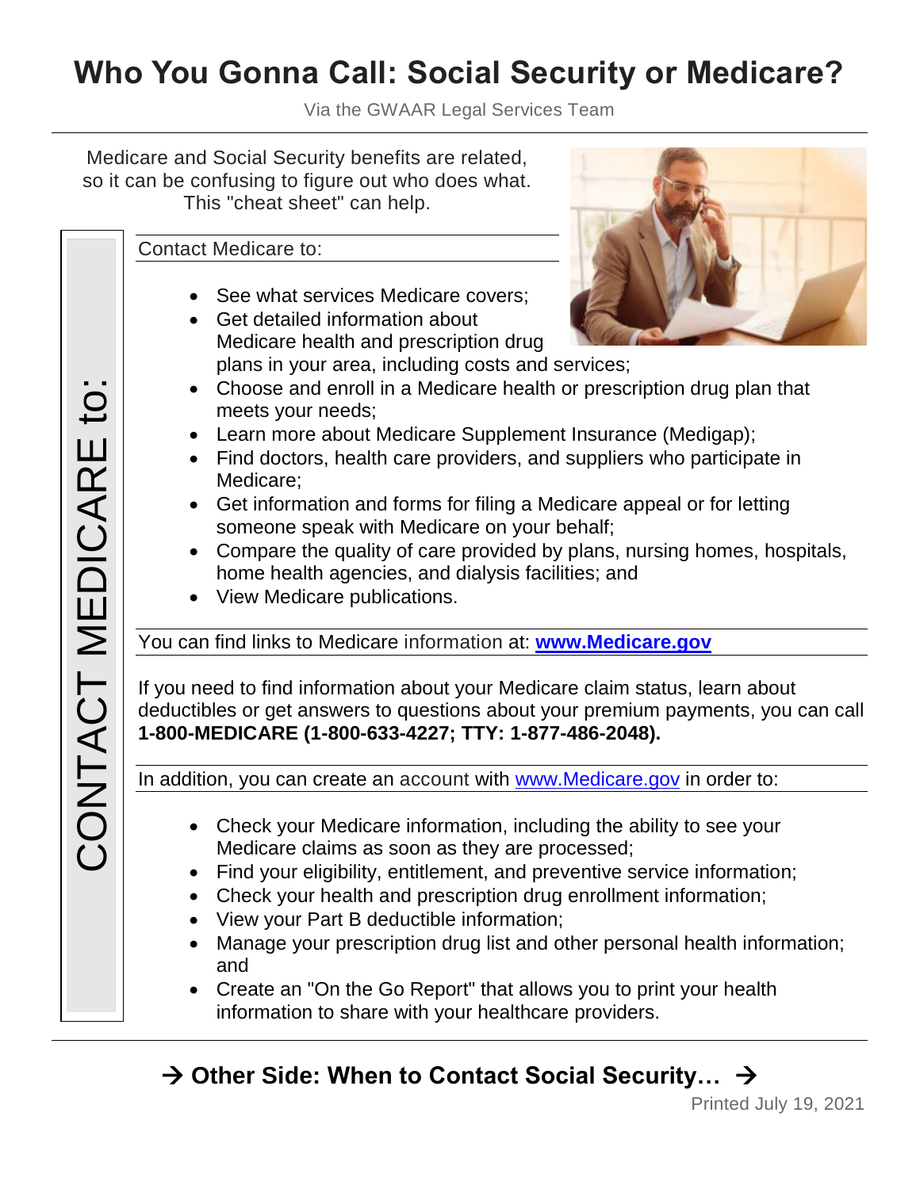# Who You Gonna Call: Social Security or Medicare?

Via the GWAAR Legal Services Team

Medicare and Social Security benefits are related, so it can be confusing to figure out who does what. This "cheat sheet" can help.

## CONTACT MEDICARE to:

Contact Medicare to:

- See what services Medicare covers;
- Get detailed information about Medicare health and prescription drug plans in your area, including costs and services;
- Choose and enroll in a Medicare health or prescription drug plan that meets your needs;
- Learn more about Medicare Supplement Insurance (Medigap);
- Find doctors, health care providers, and suppliers who participate in Medicare;
- Get information and forms for filing a Medicare appeal or for letting someone speak with Medicare on your behalf;
- Compare the quality of care provided by plans, nursing homes, hospitals, home health agencies, and dialysis facilities; and
- View Medicare publications.

You can find links to Medicare information at: **www.Medicare.gov**

If you need to find information about your Medicare claim status, learn about deductibles or get answers to questions about your premium payments, you can call **1-800-MEDICARE (1-800-633-4227; TTY: 1-877-486-2048).**

In addition, you can create an account with www.Medicare.gov in order to:

- Check your Medicare information, including the ability to see your Medicare claims as soon as they are processed;
- Find your eligibility, entitlement, and preventive service information;
- Check your health and prescription drug enrollment information;
- View your Part B deductible information;
- Manage your prescription drug list and other personal health information; and
- Create an "On the Go Report" that allows you to print your health information to share with your healthcare providers.

**→ Other Side: When to Contact Social Security… →**

Printed July 19, 2021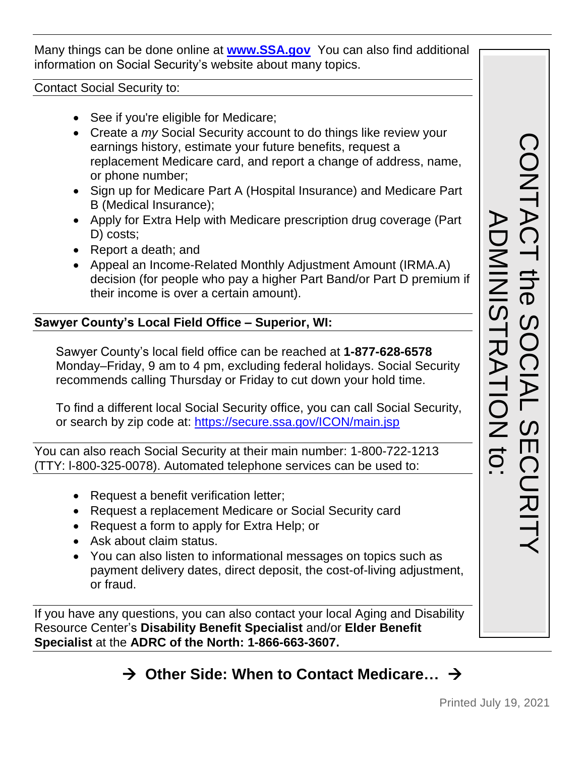# CONTACT the SOCIAL SECURITY ADMINISTRATION to:

Many things can be done online at **[www.SSA.gov](http://www.SSA.gov)** You can also find additional information on Social Security's website about many topics.

Contact Social Security to:

- See if you're eligible for Medicare;
- Create a *my* Social Security account to do things like review your earnings history, estimate your future benefits, request a replacement Medicare card, and report a change of address, name, or phone number;
- Sign up for Medicare Part A (Hospital Insurance) and Medicare Part B (Medical Insurance);
- Apply for Extra Help with Medicare prescription drug coverage (Part D) costs;
- Report a death; and
- Appeal an Income-Related Monthly Adjustment Amount (IRMA.A) decision (for people who pay a higher Part Band/or Part D premium if their income is over a certain amount).

**Sawyer County's Local Field Office – Superior, WI:**

Sawyer County's local field office can be reached at **1-877-628-6578** Monday–Friday, 9 am to 4 pm, excluding federal holidays. Social Security recommends calling Thursday or Friday to cut down your hold time.

To find a different local Social Security office, you can call Social Security, or search by zip code at: https://secure.ssa.gov/ICON/main.jsp

You can also reach Social Security at their main number: 1-800-722-1213 (TTY: l-800-325-0078). Automated telephone services can be used to:

- Request a benefit verification letter;
- Request a replacement Medicare or Social Security card
- Request a form to apply for Extra Help; or
- Ask about claim status.
- You can also listen to informational messages on topics such as payment delivery dates, direct deposit, the cost-of-living adjustment, or fraud.

If you have any questions, you can also contact your local Aging and Disability Resource Center's **Disability Benefit Specialist** and/or **Elder Benefit Specialist** at the **ADRC of the North: 1-866-663-3607.**

**→ Other Side: When to Contact Medicare… →**

Printed July 19, 2021